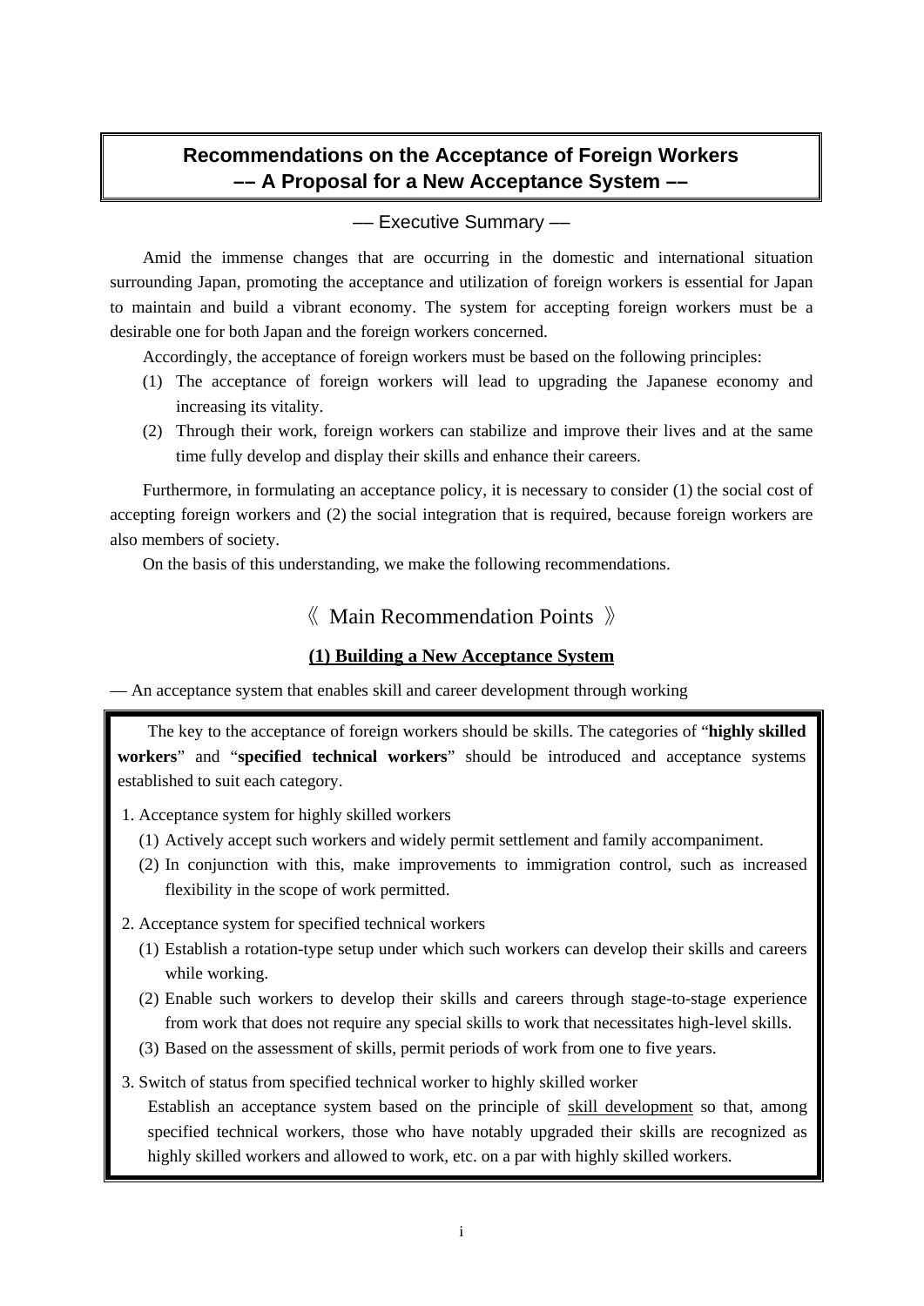# Recommendations on the Acceptance of Foreign Workers
## –– A Proposal for a New Acceptance System ––

— Executive Summary —

Amid the immense changes that are occurring in the domestic and international situation surrounding Japan, promoting the acceptance and utilization of foreign workers is essential for Japan to maintain and build a vibrant economy. The system for accepting foreign workers must be a desirable one for both Japan and the foreign workers concerned.

Accordingly, the acceptance of foreign workers must be based on the following principles:

(1) The acceptance of foreign workers will lead to upgrading the Japanese economy and increasing its vitality.

(2) Through their work, foreign workers can stabilize and improve their lives and at the same time fully develop and display their skills and enhance their careers.

Furthermore, in formulating an acceptance policy, it is necessary to consider (1) the social cost of accepting foreign workers and (2) the social integration that is required, because foreign workers are also members of society.

On the basis of this understanding, we make the following recommendations.

## 《 Main Recommendation Points 》

### (1) Building a New Acceptance System

— An acceptance system that enables skill and career development through working

The key to the acceptance of foreign workers should be skills. The categories of "**highly skilled workers**" and "**specified technical workers**" should be introduced and acceptance systems established to suit each category.

1. Acceptance system for highly skilled workers
   (1) Actively accept such workers and widely permit settlement and family accompaniment.
   (2) In conjunction with this, make improvements to immigration control, such as increased flexibility in the scope of work permitted.

2. Acceptance system for specified technical workers
   (1) Establish a rotation-type setup under which such workers can develop their skills and careers while working.
   (2) Enable such workers to develop their skills and careers through stage-to-stage experience from work that does not require any special skills to work that necessitates high-level skills.
   (3) Based on the assessment of skills, permit periods of work from one to five years.

3. Switch of status from specified technical worker to highly skilled worker
   Establish an acceptance system based on the principle of <u>skill development</u> so that, among specified technical workers, those who have notably upgraded their skills are recognized as highly skilled workers and allowed to work, etc. on a par with highly skilled workers.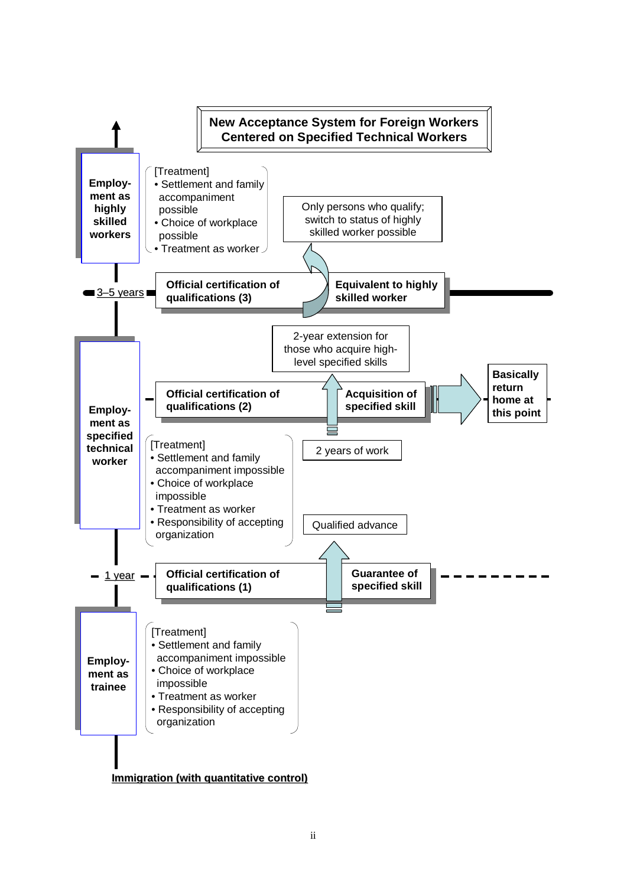# New Acceptance System for Foreign Workers Centered on Specified Technical Workers

**Employment as highly skilled workers**

[Treatment]
- Settlement and family accompaniment possible
- Choice of workplace possible
- Treatment as worker

Only persons who qualify; switch to status of highly skilled worker possible

3–5 years — **Official certification of qualifications (3)** — **Equivalent to highly skilled worker**

2-year extension for those who acquire high-level specified skills

**Employment as specified technical worker**

**Official certification of qualifications (2)** — **Acquisition of specified skill** → **Basically return home at this point**

[Treatment]
- Settlement and family accompaniment impossible
- Choice of workplace impossible
- Treatment as worker
- Responsibility of accepting organization

2 years of work

Qualified advance

1 year — **Official certification of qualifications (1)** — **Guarantee of specified skill**

**Employment as trainee**

[Treatment]
- Settlement and family accompaniment impossible
- Choice of workplace impossible
- Treatment as worker
- Responsibility of accepting organization

**Immigration (with quantitative control)**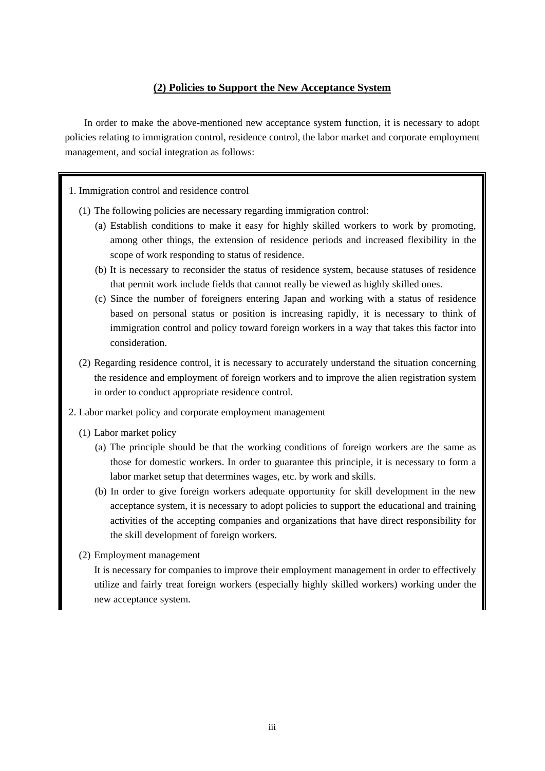## (2) Policies to Support the New Acceptance System

In order to make the above-mentioned new acceptance system function, it is necessary to adopt policies relating to immigration control, residence control, the labor market and corporate employment management, and social integration as follows:

1. Immigration control and residence control

   (1) The following policies are necessary regarding immigration control:

   (a) Establish conditions to make it easy for highly skilled workers to work by promoting, among other things, the extension of residence periods and increased flexibility in the scope of work responding to status of residence.

   (b) It is necessary to reconsider the status of residence system, because statuses of residence that permit work include fields that cannot really be viewed as highly skilled ones.

   (c) Since the number of foreigners entering Japan and working with a status of residence based on personal status or position is increasing rapidly, it is necessary to think of immigration control and policy toward foreign workers in a way that takes this factor into consideration.

   (2) Regarding residence control, it is necessary to accurately understand the situation concerning the residence and employment of foreign workers and to improve the alien registration system in order to conduct appropriate residence control.

2. Labor market policy and corporate employment management

   (1) Labor market policy

   (a) The principle should be that the working conditions of foreign workers are the same as those for domestic workers. In order to guarantee this principle, it is necessary to form a labor market setup that determines wages, etc. by work and skills.

   (b) In order to give foreign workers adequate opportunity for skill development in the new acceptance system, it is necessary to adopt policies to support the educational and training activities of the accepting companies and organizations that have direct responsibility for the skill development of foreign workers.

   (2) Employment management

   It is necessary for companies to improve their employment management in order to effectively utilize and fairly treat foreign workers (especially highly skilled workers) working under the new acceptance system.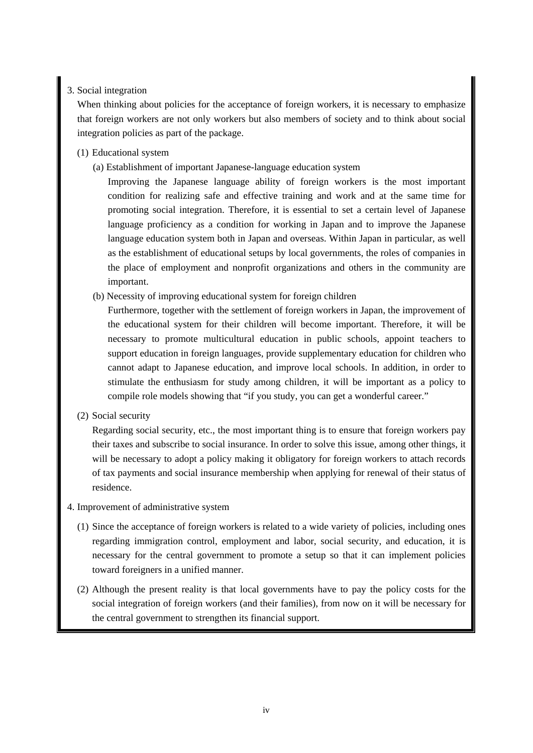3. Social integration

When thinking about policies for the acceptance of foreign workers, it is necessary to emphasize that foreign workers are not only workers but also members of society and to think about social integration policies as part of the package.

(1) Educational system

(a) Establishment of important Japanese-language education system

Improving the Japanese language ability of foreign workers is the most important condition for realizing safe and effective training and work and at the same time for promoting social integration. Therefore, it is essential to set a certain level of Japanese language proficiency as a condition for working in Japan and to improve the Japanese language education system both in Japan and overseas. Within Japan in particular, as well as the establishment of educational setups by local governments, the roles of companies in the place of employment and nonprofit organizations and others in the community are important.

(b) Necessity of improving educational system for foreign children

Furthermore, together with the settlement of foreign workers in Japan, the improvement of the educational system for their children will become important. Therefore, it will be necessary to promote multicultural education in public schools, appoint teachers to support education in foreign languages, provide supplementary education for children who cannot adapt to Japanese education, and improve local schools. In addition, in order to stimulate the enthusiasm for study among children, it will be important as a policy to compile role models showing that "if you study, you can get a wonderful career."

(2) Social security

Regarding social security, etc., the most important thing is to ensure that foreign workers pay their taxes and subscribe to social insurance. In order to solve this issue, among other things, it will be necessary to adopt a policy making it obligatory for foreign workers to attach records of tax payments and social insurance membership when applying for renewal of their status of residence.

4. Improvement of administrative system

(1) Since the acceptance of foreign workers is related to a wide variety of policies, including ones regarding immigration control, employment and labor, social security, and education, it is necessary for the central government to promote a setup so that it can implement policies toward foreigners in a unified manner.

(2) Although the present reality is that local governments have to pay the policy costs for the social integration of foreign workers (and their families), from now on it will be necessary for the central government to strengthen its financial support.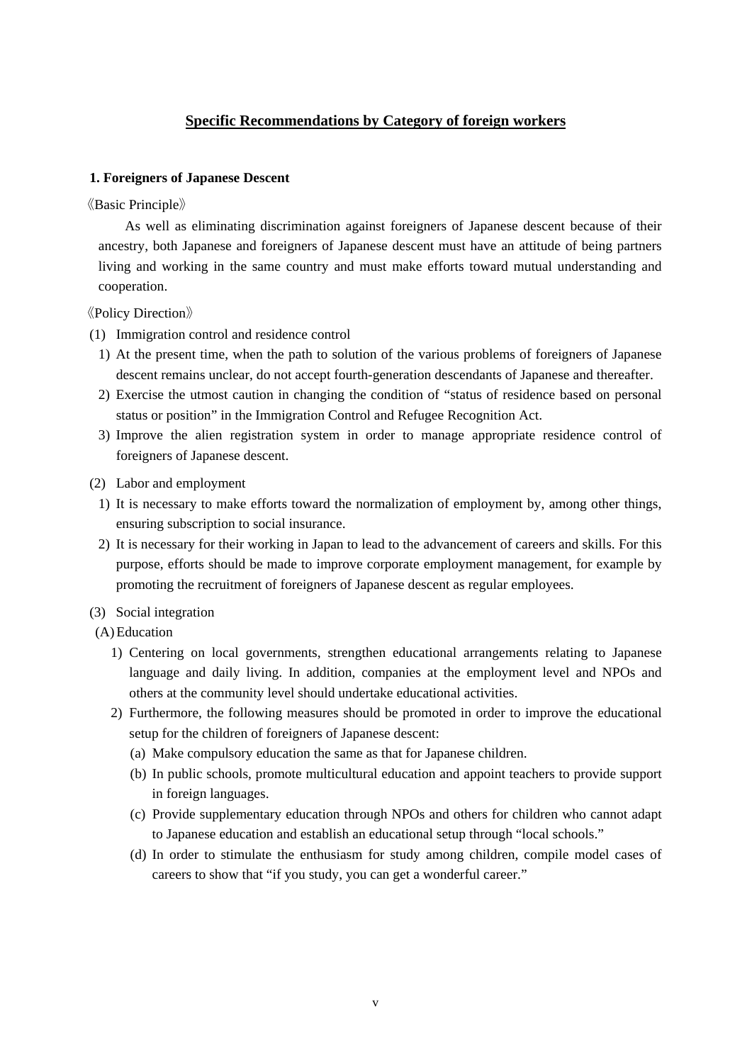## Specific Recommendations by Category of foreign workers

### 1. Foreigners of Japanese Descent

《Basic Principle》

As well as eliminating discrimination against foreigners of Japanese descent because of their ancestry, both Japanese and foreigners of Japanese descent must have an attitude of being partners living and working in the same country and must make efforts toward mutual understanding and cooperation.

《Policy Direction》

(1) Immigration control and residence control

1) At the present time, when the path to solution of the various problems of foreigners of Japanese descent remains unclear, do not accept fourth-generation descendants of Japanese and thereafter.
2) Exercise the utmost caution in changing the condition of "status of residence based on personal status or position" in the Immigration Control and Refugee Recognition Act.
3) Improve the alien registration system in order to manage appropriate residence control of foreigners of Japanese descent.

(2) Labor and employment

1) It is necessary to make efforts toward the normalization of employment by, among other things, ensuring subscription to social insurance.
2) It is necessary for their working in Japan to lead to the advancement of careers and skills. For this purpose, efforts should be made to improve corporate employment management, for example by promoting the recruitment of foreigners of Japanese descent as regular employees.

(3) Social integration

(A) Education

1) Centering on local governments, strengthen educational arrangements relating to Japanese language and daily living. In addition, companies at the employment level and NPOs and others at the community level should undertake educational activities.
2) Furthermore, the following measures should be promoted in order to improve the educational setup for the children of foreigners of Japanese descent:
   (a) Make compulsory education the same as that for Japanese children.
   (b) In public schools, promote multicultural education and appoint teachers to provide support in foreign languages.
   (c) Provide supplementary education through NPOs and others for children who cannot adapt to Japanese education and establish an educational setup through "local schools."
   (d) In order to stimulate the enthusiasm for study among children, compile model cases of careers to show that "if you study, you can get a wonderful career."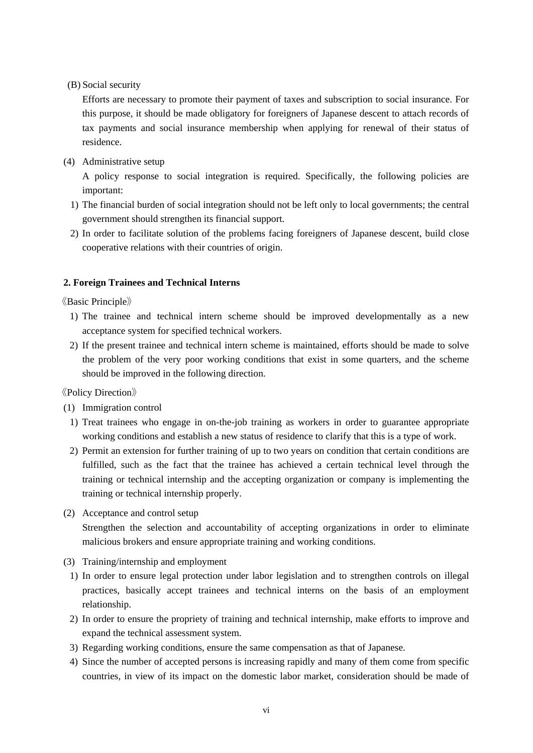(B) Social security

Efforts are necessary to promote their payment of taxes and subscription to social insurance. For this purpose, it should be made obligatory for foreigners of Japanese descent to attach records of tax payments and social insurance membership when applying for renewal of their status of residence.

(4) Administrative setup

A policy response to social integration is required. Specifically, the following policies are important:

1) The financial burden of social integration should not be left only to local governments; the central government should strengthen its financial support.
2) In order to facilitate solution of the problems facing foreigners of Japanese descent, build close cooperative relations with their countries of origin.

**2. Foreign Trainees and Technical Interns**

《Basic Principle》

1) The trainee and technical intern scheme should be improved developmentally as a new acceptance system for specified technical workers.
2) If the present trainee and technical intern scheme is maintained, efforts should be made to solve the problem of the very poor working conditions that exist in some quarters, and the scheme should be improved in the following direction.

《Policy Direction》

(1) Immigration control

1) Treat trainees who engage in on-the-job training as workers in order to guarantee appropriate working conditions and establish a new status of residence to clarify that this is a type of work.
2) Permit an extension for further training of up to two years on condition that certain conditions are fulfilled, such as the fact that the trainee has achieved a certain technical level through the training or technical internship and the accepting organization or company is implementing the training or technical internship properly.

(2) Acceptance and control setup

Strengthen the selection and accountability of accepting organizations in order to eliminate malicious brokers and ensure appropriate training and working conditions.

(3) Training/internship and employment

1) In order to ensure legal protection under labor legislation and to strengthen controls on illegal practices, basically accept trainees and technical interns on the basis of an employment relationship.
2) In order to ensure the propriety of training and technical internship, make efforts to improve and expand the technical assessment system.
3) Regarding working conditions, ensure the same compensation as that of Japanese.
4) Since the number of accepted persons is increasing rapidly and many of them come from specific countries, in view of its impact on the domestic labor market, consideration should be made of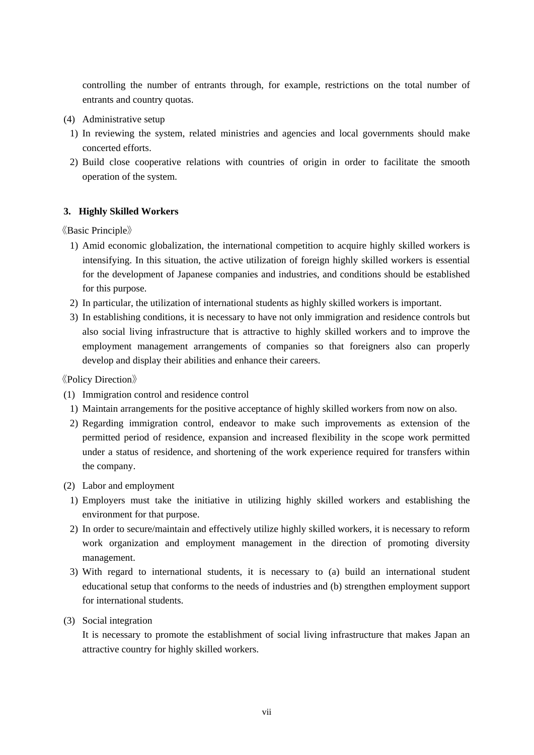controlling the number of entrants through, for example, restrictions on the total number of entrants and country quotas.

(4) Administrative setup

1) In reviewing the system, related ministries and agencies and local governments should make concerted efforts.
2) Build close cooperative relations with countries of origin in order to facilitate the smooth operation of the system.

### 3. Highly Skilled Workers

《Basic Principle》

1) Amid economic globalization, the international competition to acquire highly skilled workers is intensifying. In this situation, the active utilization of foreign highly skilled workers is essential for the development of Japanese companies and industries, and conditions should be established for this purpose.
2) In particular, the utilization of international students as highly skilled workers is important.
3) In establishing conditions, it is necessary to have not only immigration and residence controls but also social living infrastructure that is attractive to highly skilled workers and to improve the employment management arrangements of companies so that foreigners also can properly develop and display their abilities and enhance their careers.

《Policy Direction》

(1) Immigration control and residence control

1) Maintain arrangements for the positive acceptance of highly skilled workers from now on also.
2) Regarding immigration control, endeavor to make such improvements as extension of the permitted period of residence, expansion and increased flexibility in the scope work permitted under a status of residence, and shortening of the work experience required for transfers within the company.

(2) Labor and employment

1) Employers must take the initiative in utilizing highly skilled workers and establishing the environment for that purpose.
2) In order to secure/maintain and effectively utilize highly skilled workers, it is necessary to reform work organization and employment management in the direction of promoting diversity management.
3) With regard to international students, it is necessary to (a) build an international student educational setup that conforms to the needs of industries and (b) strengthen employment support for international students.

(3) Social integration

It is necessary to promote the establishment of social living infrastructure that makes Japan an attractive country for highly skilled workers.